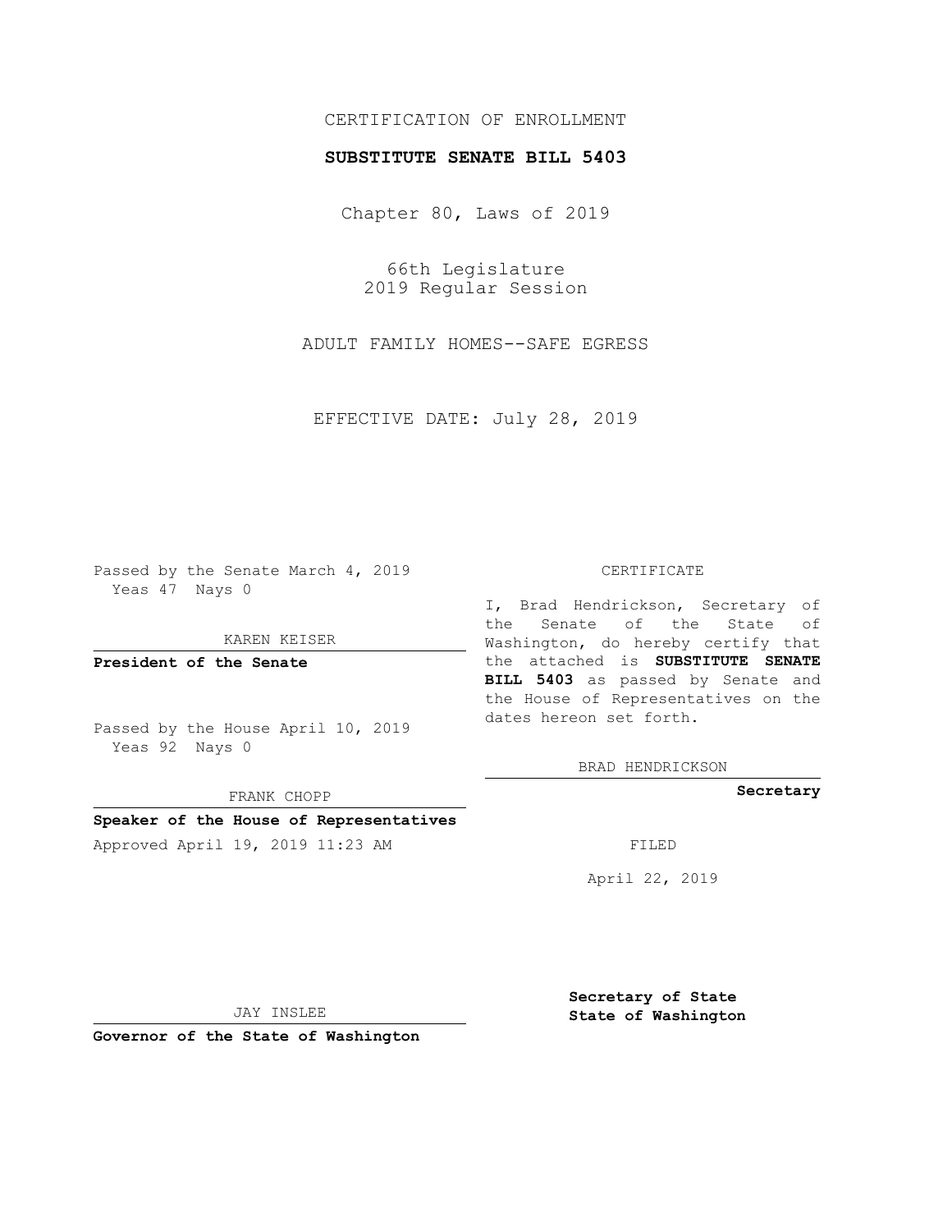CERTIFICATION OF ENROLLMENT

**SUBSTITUTE SENATE BILL 5403**

Chapter 80, Laws of 2019

66th Legislature
2019 Regular Session

ADULT FAMILY HOMES--SAFE EGRESS

EFFECTIVE DATE: July 28, 2019

Passed by the Senate March 4, 2019
Yeas 47 Nays 0

KAREN KEISER

**President of the Senate**

Passed by the House April 10, 2019
Yeas 92 Nays 0

FRANK CHOPP

**Speaker of the House of Representatives**

Approved April 19, 2019 11:23 AM

JAY INSLEE

**Governor of the State of Washington**

CERTIFICATE

I, Brad Hendrickson, Secretary of the Senate of the State of Washington, do hereby certify that the attached is **SUBSTITUTE SENATE BILL 5403** as passed by Senate and the House of Representatives on the dates hereon set forth.

BRAD HENDRICKSON

**Secretary**

FILED

April 22, 2019

**Secretary of State**
**State of Washington**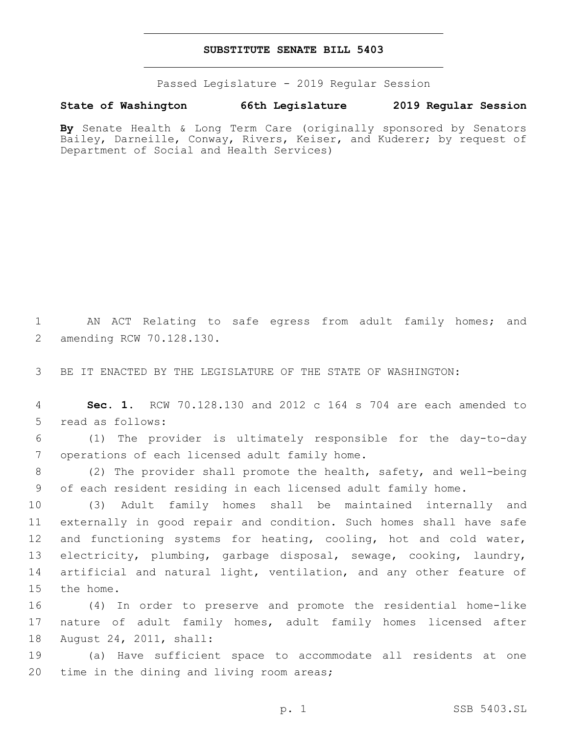# SUBSTITUTE SENATE BILL 5403

Passed Legislature - 2019 Regular Session

**State of Washington 66th Legislature 2019 Regular Session**

**By** Senate Health & Long Term Care (originally sponsored by Senators Bailey, Darneille, Conway, Rivers, Keiser, and Kuderer; by request of Department of Social and Health Services)

AN ACT Relating to safe egress from adult family homes; and amending RCW 70.128.130.

BE IT ENACTED BY THE LEGISLATURE OF THE STATE OF WASHINGTON:

**Sec. 1.** RCW 70.128.130 and 2012 c 164 s 704 are each amended to read as follows:

(1) The provider is ultimately responsible for the day-to-day operations of each licensed adult family home.

(2) The provider shall promote the health, safety, and well-being of each resident residing in each licensed adult family home.

(3) Adult family homes shall be maintained internally and externally in good repair and condition. Such homes shall have safe and functioning systems for heating, cooling, hot and cold water, electricity, plumbing, garbage disposal, sewage, cooking, laundry, artificial and natural light, ventilation, and any other feature of the home.

(4) In order to preserve and promote the residential home-like nature of adult family homes, adult family homes licensed after August 24, 2011, shall:

(a) Have sufficient space to accommodate all residents at one time in the dining and living room areas;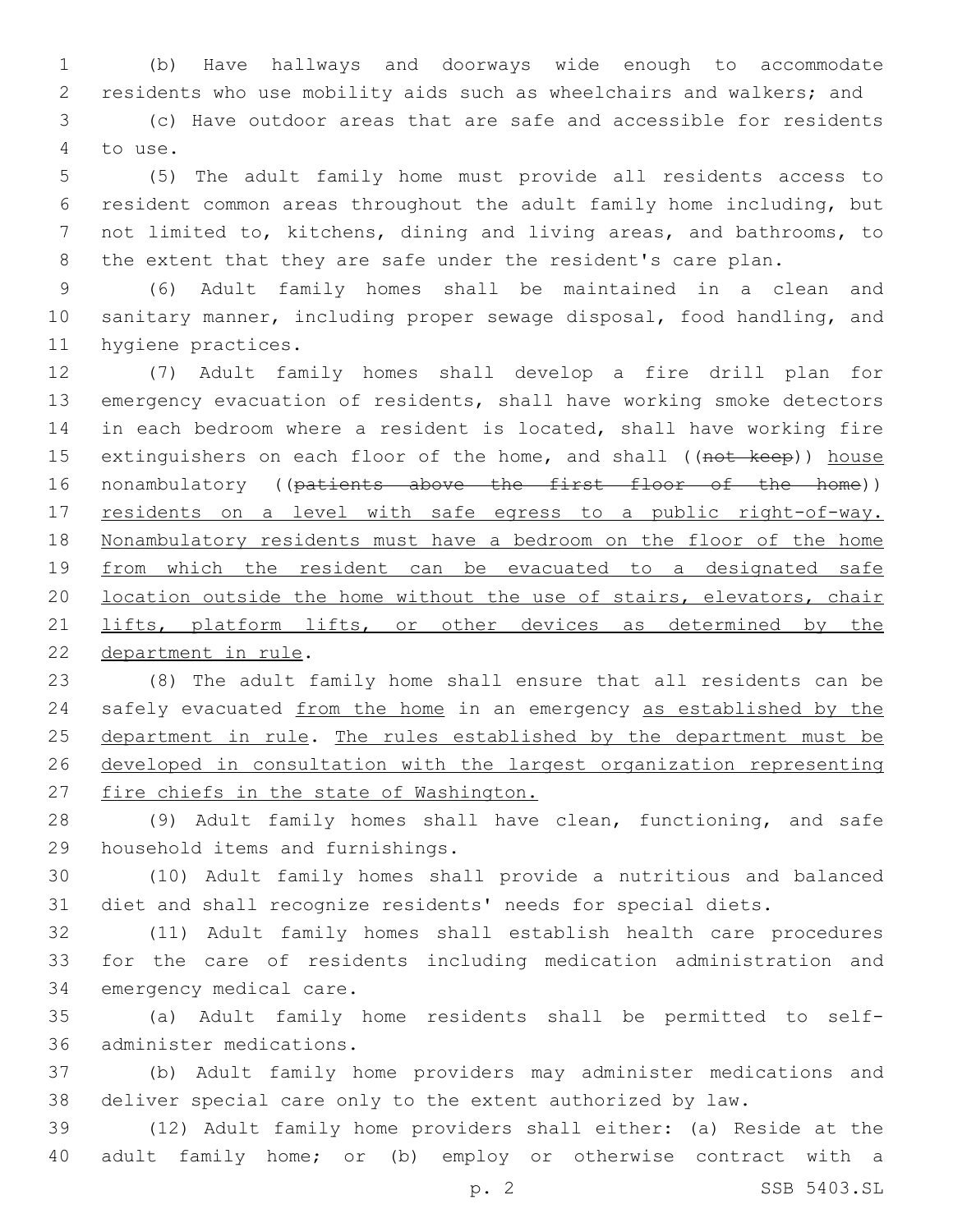(b) Have hallways and doorways wide enough to accommodate residents who use mobility aids such as wheelchairs and walkers; and

(c) Have outdoor areas that are safe and accessible for residents to use.

(5) The adult family home must provide all residents access to resident common areas throughout the adult family home including, but not limited to, kitchens, dining and living areas, and bathrooms, to the extent that they are safe under the resident's care plan.

(6) Adult family homes shall be maintained in a clean and sanitary manner, including proper sewage disposal, food handling, and hygiene practices.

(7) Adult family homes shall develop a fire drill plan for emergency evacuation of residents, shall have working smoke detectors in each bedroom where a resident is located, shall have working fire extinguishers on each floor of the home, and shall ((~~not keep~~)) <u>house</u> nonambulatory ((~~patients above the first floor of the home~~)) <u>residents on a level with safe egress to a public right-of-way. Nonambulatory residents must have a bedroom on the floor of the home from which the resident can be evacuated to a designated safe location outside the home without the use of stairs, elevators, chair lifts, platform lifts, or other devices as determined by the department in rule</u>.

(8) The adult family home shall ensure that all residents can be safely evacuated <u>from the home</u> in an emergency <u>as established by the department in rule</u>. <u>The rules established by the department must be developed in consultation with the largest organization representing fire chiefs in the state of Washington.</u>

(9) Adult family homes shall have clean, functioning, and safe household items and furnishings.

(10) Adult family homes shall provide a nutritious and balanced diet and shall recognize residents' needs for special diets.

(11) Adult family homes shall establish health care procedures for the care of residents including medication administration and emergency medical care.

(a) Adult family home residents shall be permitted to self-administer medications.

(b) Adult family home providers may administer medications and deliver special care only to the extent authorized by law.

(12) Adult family home providers shall either: (a) Reside at the adult family home; or (b) employ or otherwise contract with a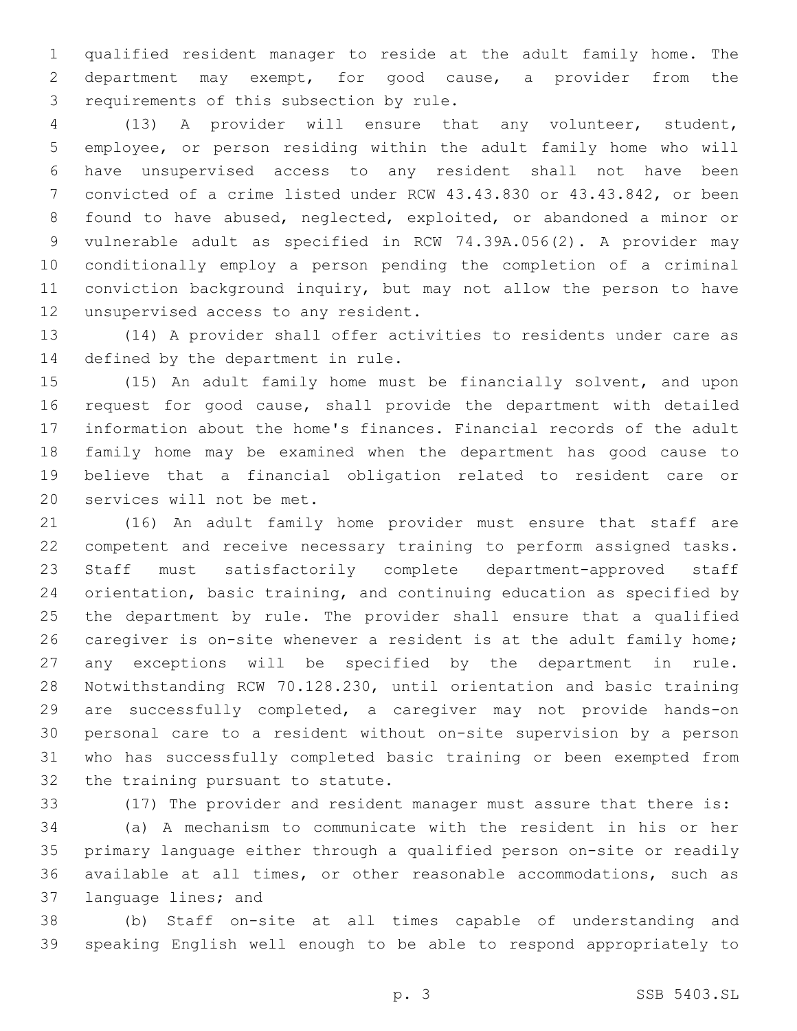qualified resident manager to reside at the adult family home. The department may exempt, for good cause, a provider from the requirements of this subsection by rule.

(13) A provider will ensure that any volunteer, student, employee, or person residing within the adult family home who will have unsupervised access to any resident shall not have been convicted of a crime listed under RCW 43.43.830 or 43.43.842, or been found to have abused, neglected, exploited, or abandoned a minor or vulnerable adult as specified in RCW 74.39A.056(2). A provider may conditionally employ a person pending the completion of a criminal conviction background inquiry, but may not allow the person to have unsupervised access to any resident.

(14) A provider shall offer activities to residents under care as defined by the department in rule.

(15) An adult family home must be financially solvent, and upon request for good cause, shall provide the department with detailed information about the home's finances. Financial records of the adult family home may be examined when the department has good cause to believe that a financial obligation related to resident care or services will not be met.

(16) An adult family home provider must ensure that staff are competent and receive necessary training to perform assigned tasks. Staff must satisfactorily complete department-approved staff orientation, basic training, and continuing education as specified by the department by rule. The provider shall ensure that a qualified caregiver is on-site whenever a resident is at the adult family home; any exceptions will be specified by the department in rule. Notwithstanding RCW 70.128.230, until orientation and basic training are successfully completed, a caregiver may not provide hands-on personal care to a resident without on-site supervision by a person who has successfully completed basic training or been exempted from the training pursuant to statute.

(17) The provider and resident manager must assure that there is:

(a) A mechanism to communicate with the resident in his or her primary language either through a qualified person on-site or readily available at all times, or other reasonable accommodations, such as language lines; and

(b) Staff on-site at all times capable of understanding and speaking English well enough to be able to respond appropriately to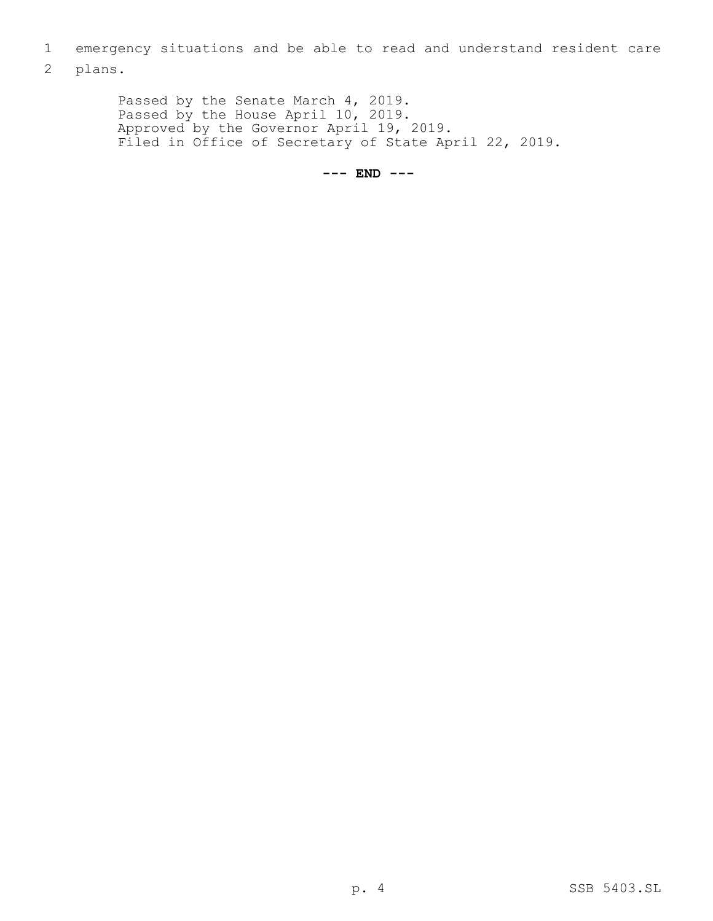emergency situations and be able to read and understand resident care plans.

Passed by the Senate March 4, 2019.
Passed by the House April 10, 2019.
Approved by the Governor April 19, 2019.
Filed in Office of Secretary of State April 22, 2019.

**--- END ---**